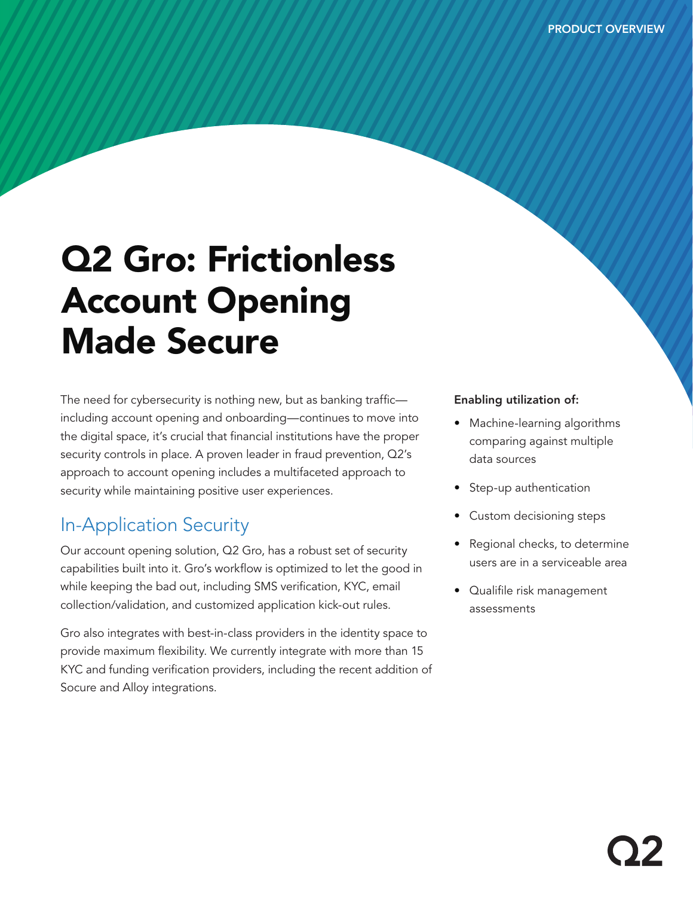PRODUCT OVERVIEW

# Q2 Gro: Frictionless Account Opening Made Secure

The need for cybersecurity is nothing new, but as banking traffic—including account opening and onboarding—continues to move into the digital space, it's crucial that financial institutions have the proper security controls in place. A proven leader in fraud prevention, Q2's approach to account opening includes a multifaceted approach to security while maintaining positive user experiences.

## In-Application Security

Our account opening solution, Q2 Gro, has a robust set of security capabilities built into it. Gro's workflow is optimized to let the good in while keeping the bad out, including SMS verification, KYC, email collection/validation, and customized application kick-out rules.

Gro also integrates with best-in-class providers in the identity space to provide maximum flexibility. We currently integrate with more than 15 KYC and funding verification providers, including the recent addition of Socure and Alloy integrations.

**Enabling utilization of:**

- Machine-learning algorithms comparing against multiple data sources
- Step-up authentication
- Custom decisioning steps
- Regional checks, to determine users are in a serviceable area
- Qualifile risk management assessments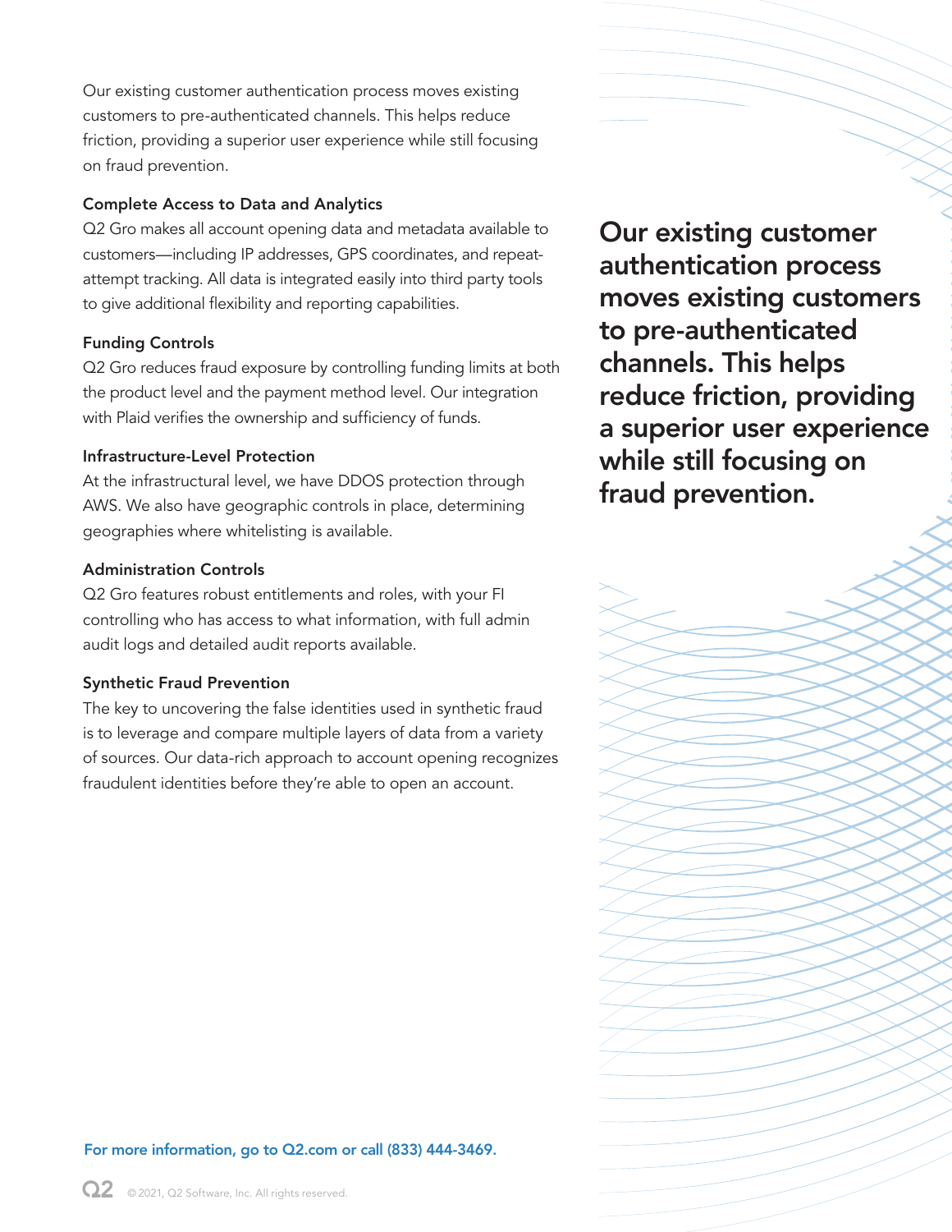Our existing customer authentication process moves existing customers to pre-authenticated channels. This helps reduce friction, providing a superior user experience while still focusing on fraud prevention.

### Complete Access to Data and Analytics

Q2 Gro makes all account opening data and metadata available to customers—including IP addresses, GPS coordinates, and repeat-attempt tracking. All data is integrated easily into third party tools to give additional flexibility and reporting capabilities.

### Funding Controls

Q2 Gro reduces fraud exposure by controlling funding limits at both the product level and the payment method level. Our integration with Plaid verifies the ownership and sufficiency of funds.

### Infrastructure-Level Protection

At the infrastructural level, we have DDOS protection through AWS. We also have geographic controls in place, determining geographies where whitelisting is available.

### Administration Controls

Q2 Gro features robust entitlements and roles, with your FI controlling who has access to what information, with full admin audit logs and detailed audit reports available.

### Synthetic Fraud Prevention

The key to uncovering the false identities used in synthetic fraud is to leverage and compare multiple layers of data from a variety of sources. Our data-rich approach to account opening recognizes fraudulent identities before they're able to open an account.

**Our existing customer authentication process moves existing customers to pre-authenticated channels. This helps reduce friction, providing a superior user experience while still focusing on fraud prevention.**

**For more information, go to Q2.com or call (833) 444-3469.**

© 2021, Q2 Software, Inc. All rights reserved.